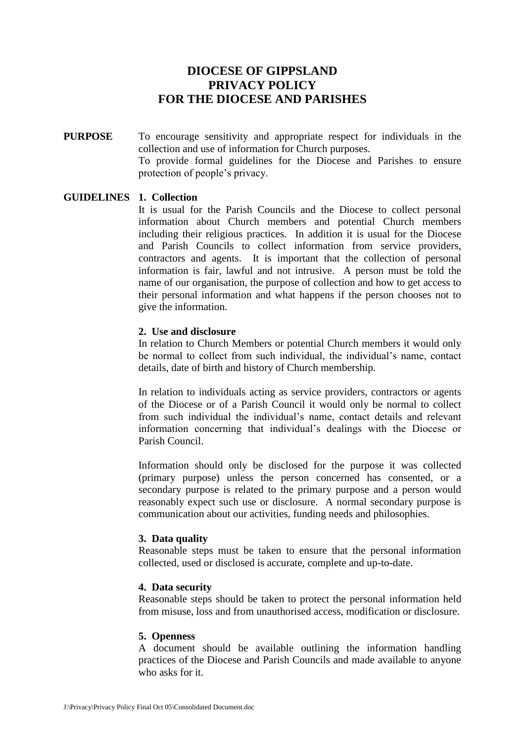# DIOCESE OF GIPPSLAND
# PRIVACY POLICY
# FOR THE DIOCESE AND PARISHES

**PURPOSE**

To encourage sensitivity and appropriate respect for individuals in the collection and use of information for Church purposes.

To provide formal guidelines for the Diocese and Parishes to ensure protection of people's privacy.

**GUIDELINES**

**1. Collection**

It is usual for the Parish Councils and the Diocese to collect personal information about Church members and potential Church members including their religious practices. In addition it is usual for the Diocese and Parish Councils to collect information from service providers, contractors and agents. It is important that the collection of personal information is fair, lawful and not intrusive. A person must be told the name of our organisation, the purpose of collection and how to get access to their personal information and what happens if the person chooses not to give the information.

**2. Use and disclosure**

In relation to Church Members or potential Church members it would only be normal to collect from such individual, the individual's name, contact details, date of birth and history of Church membership.

In relation to individuals acting as service providers, contractors or agents of the Diocese or of a Parish Council it would only be normal to collect from such individual the individual's name, contact details and relevant information concerning that individual's dealings with the Diocese or Parish Council.

Information should only be disclosed for the purpose it was collected (primary purpose) unless the person concerned has consented, or a secondary purpose is related to the primary purpose and a person would reasonably expect such use or disclosure. A normal secondary purpose is communication about our activities, funding needs and philosophies.

**3. Data quality**

Reasonable steps must be taken to ensure that the personal information collected, used or disclosed is accurate, complete and up-to-date.

**4. Data security**

Reasonable steps should be taken to protect the personal information held from misuse, loss and from unauthorised access, modification or disclosure.

**5. Openness**

A document should be available outlining the information handling practices of the Diocese and Parish Councils and made available to anyone who asks for it.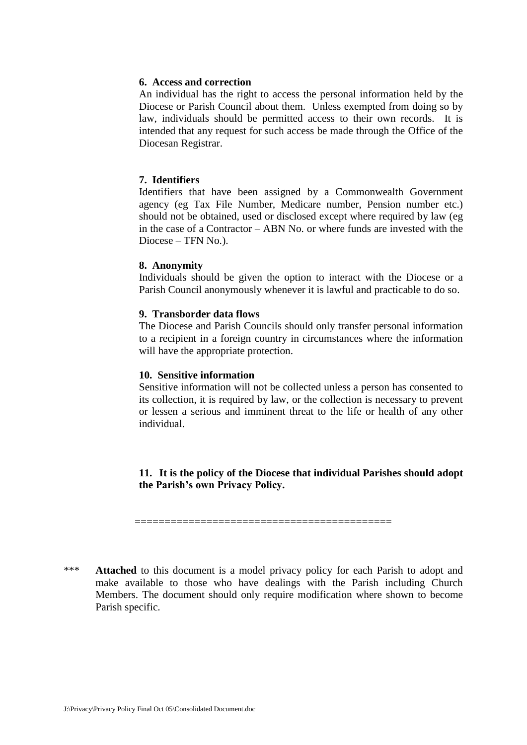**6. Access and correction**

An individual has the right to access the personal information held by the Diocese or Parish Council about them. Unless exempted from doing so by law, individuals should be permitted access to their own records. It is intended that any request for such access be made through the Office of the Diocesan Registrar.

**7. Identifiers**

Identifiers that have been assigned by a Commonwealth Government agency (eg Tax File Number, Medicare number, Pension number etc.) should not be obtained, used or disclosed except where required by law (eg in the case of a Contractor – ABN No. or where funds are invested with the Diocese – TFN No.).

**8. Anonymity**

Individuals should be given the option to interact with the Diocese or a Parish Council anonymously whenever it is lawful and practicable to do so.

**9. Transborder data flows**

The Diocese and Parish Councils should only transfer personal information to a recipient in a foreign country in circumstances where the information will have the appropriate protection.

**10. Sensitive information**

Sensitive information will not be collected unless a person has consented to its collection, it is required by law, or the collection is necessary to prevent or lessen a serious and imminent threat to the life or health of any other individual.

**11. It is the policy of the Diocese that individual Parishes should adopt the Parish's own Privacy Policy.**

==========================================

*** **Attached** to this document is a model privacy policy for each Parish to adopt and make available to those who have dealings with the Parish including Church Members. The document should only require modification where shown to become Parish specific.

J:\Privacy\Privacy Policy Final Oct 05\Consolidated Document.doc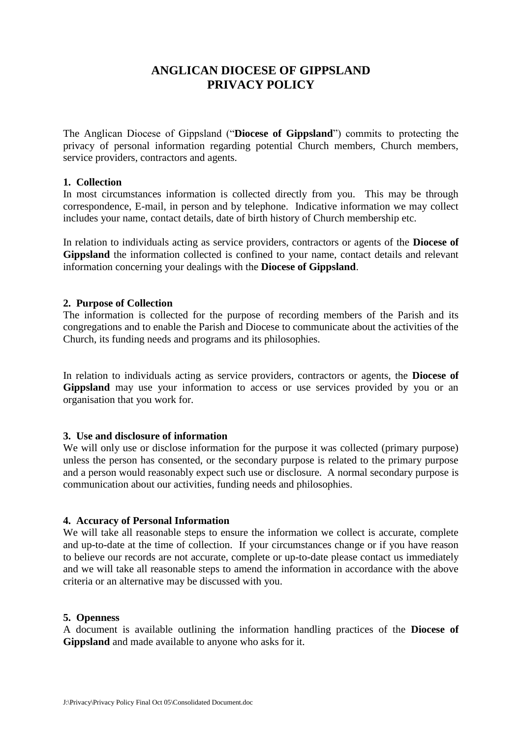# ANGLICAN DIOCESE OF GIPPSLAND
# PRIVACY POLICY

The Anglican Diocese of Gippsland ("**Diocese of Gippsland**") commits to protecting the privacy of personal information regarding potential Church members, Church members, service providers, contractors and agents.

**1. Collection**
In most circumstances information is collected directly from you. This may be through correspondence, E-mail, in person and by telephone. Indicative information we may collect includes your name, contact details, date of birth history of Church membership etc.

In relation to individuals acting as service providers, contractors or agents of the **Diocese of Gippsland** the information collected is confined to your name, contact details and relevant information concerning your dealings with the **Diocese of Gippsland**.

**2. Purpose of Collection**
The information is collected for the purpose of recording members of the Parish and its congregations and to enable the Parish and Diocese to communicate about the activities of the Church, its funding needs and programs and its philosophies.

In relation to individuals acting as service providers, contractors or agents, the **Diocese of Gippsland** may use your information to access or use services provided by you or an organisation that you work for.

**3. Use and disclosure of information**
We will only use or disclose information for the purpose it was collected (primary purpose) unless the person has consented, or the secondary purpose is related to the primary purpose and a person would reasonably expect such use or disclosure. A normal secondary purpose is communication about our activities, funding needs and philosophies.

**4. Accuracy of Personal Information**
We will take all reasonable steps to ensure the information we collect is accurate, complete and up-to-date at the time of collection. If your circumstances change or if you have reason to believe our records are not accurate, complete or up-to-date please contact us immediately and we will take all reasonable steps to amend the information in accordance with the above criteria or an alternative may be discussed with you.

**5. Openness**
A document is available outlining the information handling practices of the **Diocese of Gippsland** and made available to anyone who asks for it.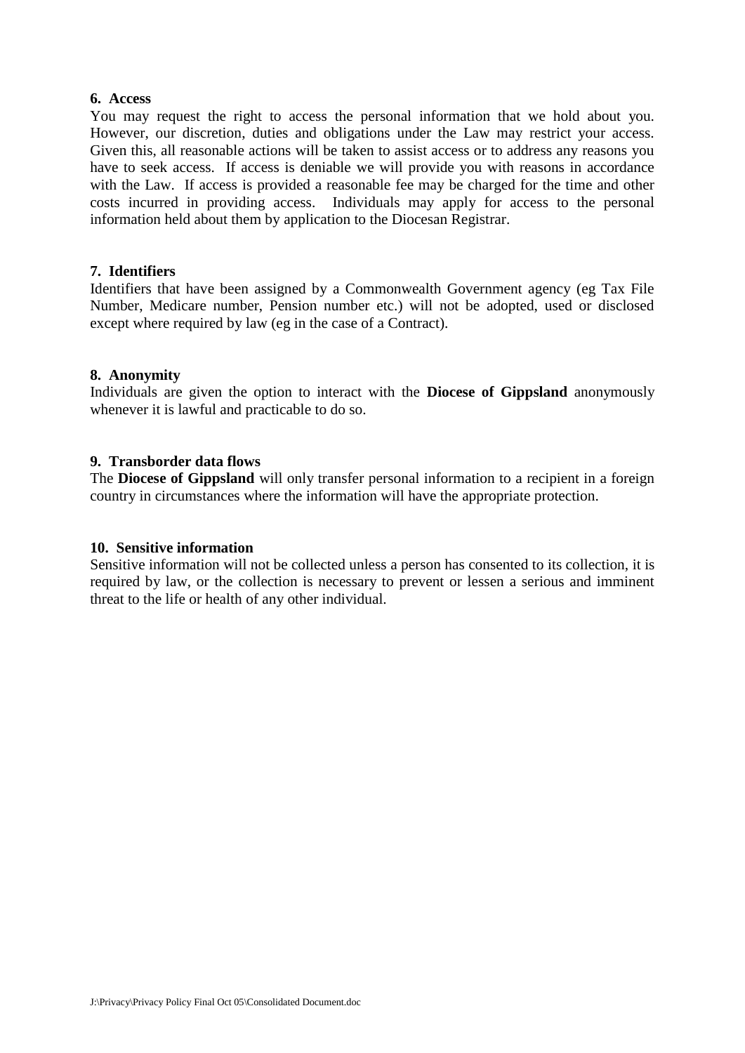**6. Access**

You may request the right to access the personal information that we hold about you. However, our discretion, duties and obligations under the Law may restrict your access. Given this, all reasonable actions will be taken to assist access or to address any reasons you have to seek access. If access is deniable we will provide you with reasons in accordance with the Law. If access is provided a reasonable fee may be charged for the time and other costs incurred in providing access. Individuals may apply for access to the personal information held about them by application to the Diocesan Registrar.

**7. Identifiers**

Identifiers that have been assigned by a Commonwealth Government agency (eg Tax File Number, Medicare number, Pension number etc.) will not be adopted, used or disclosed except where required by law (eg in the case of a Contract).

**8. Anonymity**

Individuals are given the option to interact with the **Diocese of Gippsland** anonymously whenever it is lawful and practicable to do so.

**9. Transborder data flows**

The **Diocese of Gippsland** will only transfer personal information to a recipient in a foreign country in circumstances where the information will have the appropriate protection.

**10. Sensitive information**

Sensitive information will not be collected unless a person has consented to its collection, it is required by law, or the collection is necessary to prevent or lessen a serious and imminent threat to the life or health of any other individual.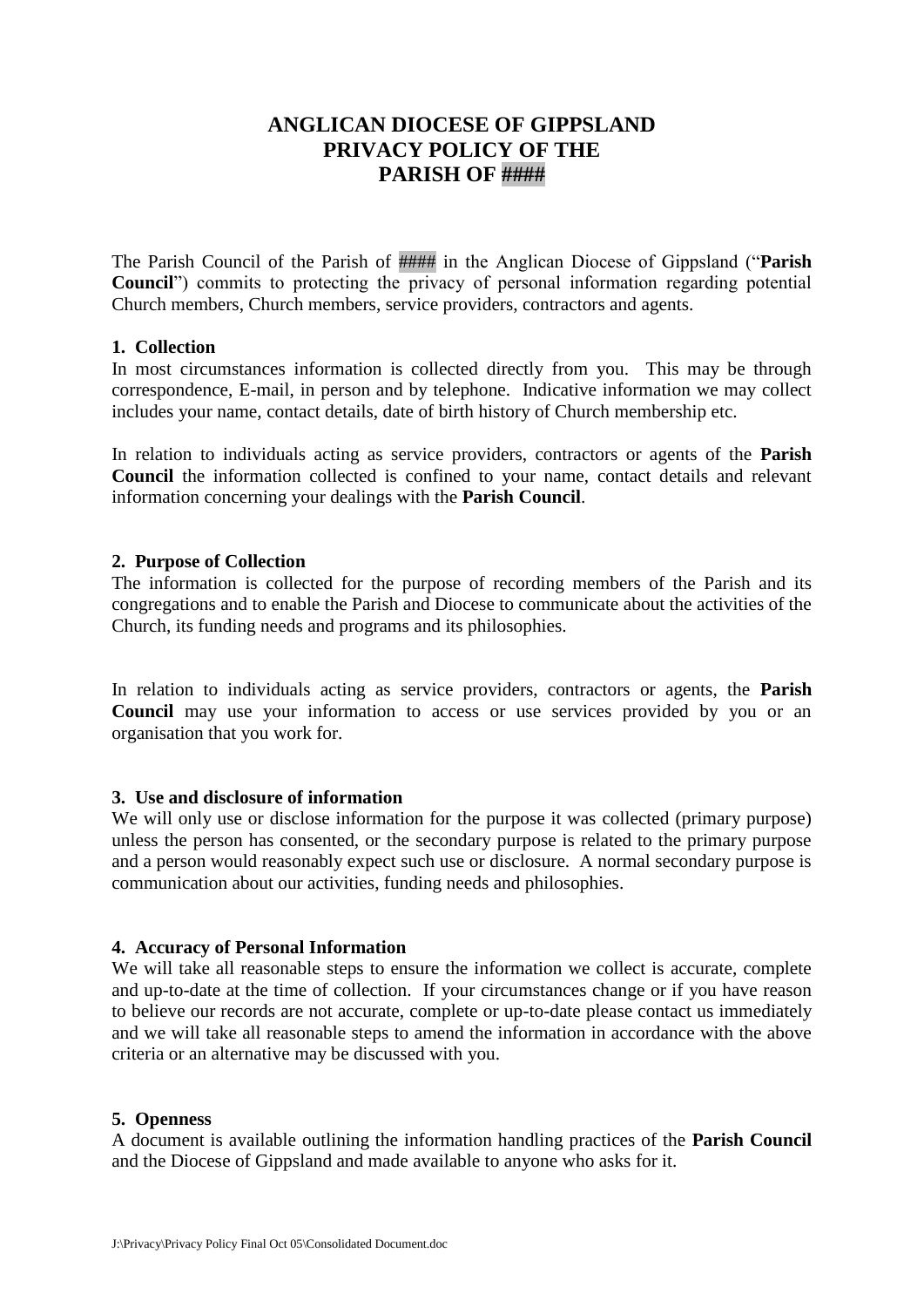# ANGLICAN DIOCESE OF GIPPSLAND
# PRIVACY POLICY OF THE
# PARISH OF ####

The Parish Council of the Parish of #### in the Anglican Diocese of Gippsland ("**Parish Council**") commits to protecting the privacy of personal information regarding potential Church members, Church members, service providers, contractors and agents.

**1. Collection**

In most circumstances information is collected directly from you. This may be through correspondence, E-mail, in person and by telephone. Indicative information we may collect includes your name, contact details, date of birth history of Church membership etc.

In relation to individuals acting as service providers, contractors or agents of the **Parish Council** the information collected is confined to your name, contact details and relevant information concerning your dealings with the **Parish Council**.

**2. Purpose of Collection**

The information is collected for the purpose of recording members of the Parish and its congregations and to enable the Parish and Diocese to communicate about the activities of the Church, its funding needs and programs and its philosophies.

In relation to individuals acting as service providers, contractors or agents, the **Parish Council** may use your information to access or use services provided by you or an organisation that you work for.

**3. Use and disclosure of information**

We will only use or disclose information for the purpose it was collected (primary purpose) unless the person has consented, or the secondary purpose is related to the primary purpose and a person would reasonably expect such use or disclosure. A normal secondary purpose is communication about our activities, funding needs and philosophies.

**4. Accuracy of Personal Information**

We will take all reasonable steps to ensure the information we collect is accurate, complete and up-to-date at the time of collection. If your circumstances change or if you have reason to believe our records are not accurate, complete or up-to-date please contact us immediately and we will take all reasonable steps to amend the information in accordance with the above criteria or an alternative may be discussed with you.

**5. Openness**

A document is available outlining the information handling practices of the **Parish Council** and the Diocese of Gippsland and made available to anyone who asks for it.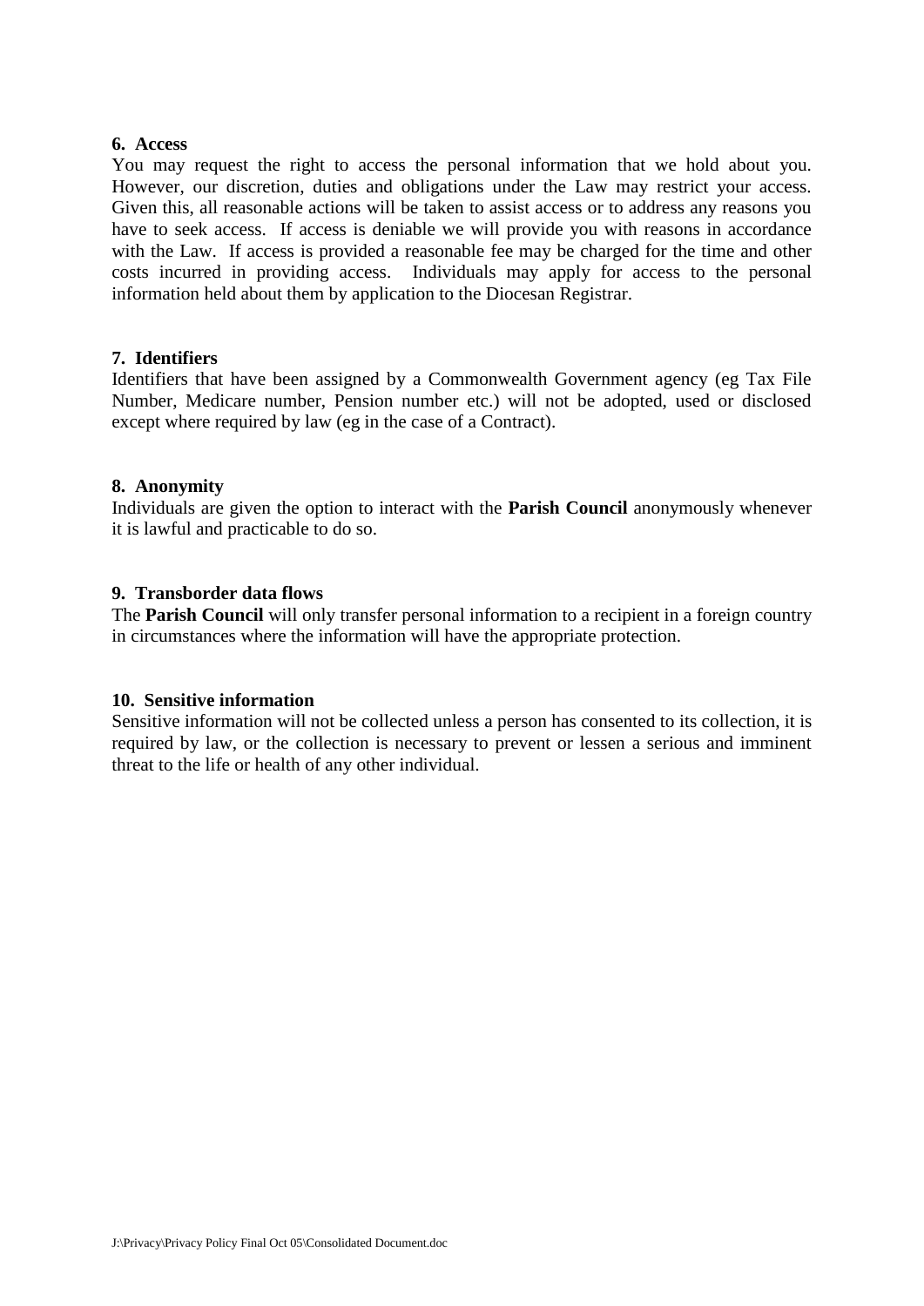**6. Access**

You may request the right to access the personal information that we hold about you. However, our discretion, duties and obligations under the Law may restrict your access. Given this, all reasonable actions will be taken to assist access or to address any reasons you have to seek access. If access is deniable we will provide you with reasons in accordance with the Law. If access is provided a reasonable fee may be charged for the time and other costs incurred in providing access. Individuals may apply for access to the personal information held about them by application to the Diocesan Registrar.

**7. Identifiers**

Identifiers that have been assigned by a Commonwealth Government agency (eg Tax File Number, Medicare number, Pension number etc.) will not be adopted, used or disclosed except where required by law (eg in the case of a Contract).

**8. Anonymity**

Individuals are given the option to interact with the **Parish Council** anonymously whenever it is lawful and practicable to do so.

**9. Transborder data flows**

The **Parish Council** will only transfer personal information to a recipient in a foreign country in circumstances where the information will have the appropriate protection.

**10. Sensitive information**

Sensitive information will not be collected unless a person has consented to its collection, it is required by law, or the collection is necessary to prevent or lessen a serious and imminent threat to the life or health of any other individual.